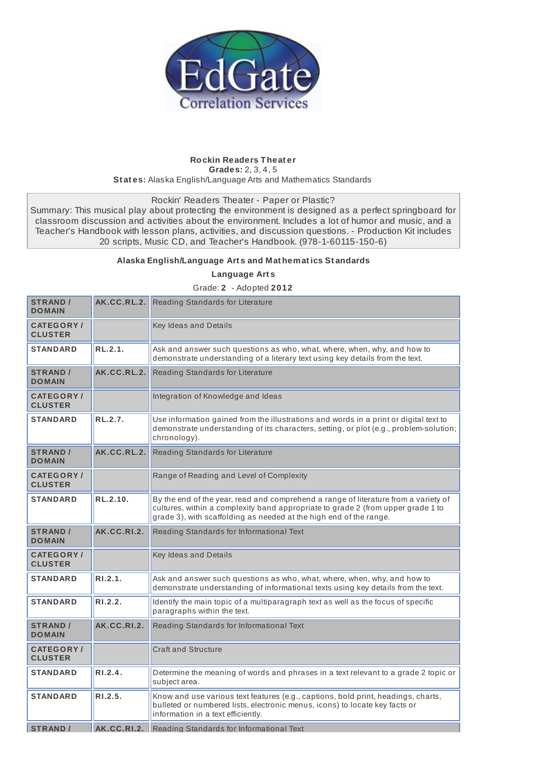**Rockin Readers Theater**
**Grades:** 2, 3, 4, 5
**States:** Alaska English/Language Arts and Mathematics Standards

Rockin' Readers Theater - Paper or Plastic?
Summary: This musical play about protecting the environment is designed as a perfect springboard for classroom discussion and activities about the environment. Includes a lot of humor and music, and a Teacher's Handbook with lesson plans, activities, and discussion questions. - Production Kit includes 20 scripts, Music CD, and Teacher's Handbook. (978-1-60115-150-6)

### Alaska English/Language Arts and Mathematics Standards

#### Language Arts

Grade: **2** - Adopted **2012**

| | | |
|---|---|---|
| **STRAND / DOMAIN** | **AK.CC.RL.2.** | Reading Standards for Literature |
| **CATEGORY / CLUSTER** | | Key Ideas and Details |
| **STANDARD** | **RL.2.1.** | Ask and answer such questions as who, what, where, when, why, and how to demonstrate understanding of a literary text using key details from the text. |
| **STRAND / DOMAIN** | **AK.CC.RL.2.** | Reading Standards for Literature |
| **CATEGORY / CLUSTER** | | Integration of Knowledge and Ideas |
| **STANDARD** | **RL.2.7.** | Use information gained from the illustrations and words in a print or digital text to demonstrate understanding of its characters, setting, or plot (e.g., problem-solution; chronology). |
| **STRAND / DOMAIN** | **AK.CC.RL.2.** | Reading Standards for Literature |
| **CATEGORY / CLUSTER** | | Range of Reading and Level of Complexity |
| **STANDARD** | **RL.2.10.** | By the end of the year, read and comprehend a range of literature from a variety of cultures, within a complexity band appropriate to grade 2 (from upper grade 1 to grade 3), with scaffolding as needed at the high end of the range. |
| **STRAND / DOMAIN** | **AK.CC.RI.2.** | Reading Standards for Informational Text |
| **CATEGORY / CLUSTER** | | Key Ideas and Details |
| **STANDARD** | **RI.2.1.** | Ask and answer such questions as who, what, where, when, why, and how to demonstrate understanding of informational texts using key details from the text. |
| **STANDARD** | **RI.2.2.** | Identify the main topic of a multiparagraph text as well as the focus of specific paragraphs within the text. |
| **STRAND / DOMAIN** | **AK.CC.RI.2.** | Reading Standards for Informational Text |
| **CATEGORY / CLUSTER** | | Craft and Structure |
| **STANDARD** | **RI.2.4.** | Determine the meaning of words and phrases in a text relevant to a grade 2 topic or subject area. |
| **STANDARD** | **RI.2.5.** | Know and use various text features (e.g., captions, bold print, headings, charts, bulleted or numbered lists, electronic menus, icons) to locate key facts or information in a text efficiently. |
| **STRAND /** | **AK.CC.RI.2.** | Reading Standards for Informational Text |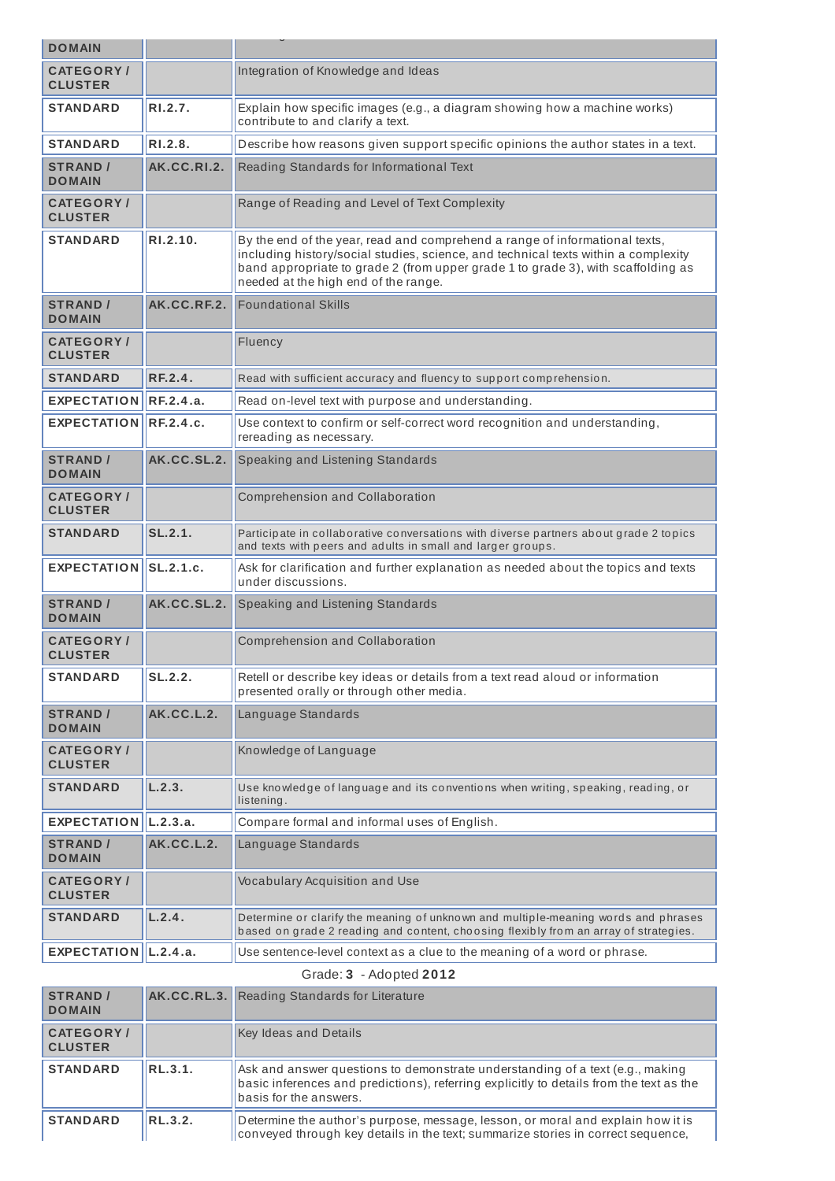| DOMAIN | | |
|---|---|---|
| CATEGORY / CLUSTER | | Integration of Knowledge and Ideas |
| STANDARD | RI.2.7. | Explain how specific images (e.g., a diagram showing how a machine works) contribute to and clarify a text. |
| STANDARD | RI.2.8. | Describe how reasons given support specific opinions the author states in a text. |
| STRAND / DOMAIN | AK.CC.RI.2. | Reading Standards for Informational Text |
| CATEGORY / CLUSTER | | Range of Reading and Level of Text Complexity |
| STANDARD | RI.2.10. | By the end of the year, read and comprehend a range of informational texts, including history/social studies, science, and technical texts within a complexity band appropriate to grade 2 (from upper grade 1 to grade 3), with scaffolding as needed at the high end of the range. |
| STRAND / DOMAIN | AK.CC.RF.2. | Foundational Skills |
| CATEGORY / CLUSTER | | Fluency |
| STANDARD | RF.2.4. | Read with sufficient accuracy and fluency to support comprehension. |
| EXPECTATION | RF.2.4.a. | Read on-level text with purpose and understanding. |
| EXPECTATION | RF.2.4.c. | Use context to confirm or self-correct word recognition and understanding, rereading as necessary. |
| STRAND / DOMAIN | AK.CC.SL.2. | Speaking and Listening Standards |
| CATEGORY / CLUSTER | | Comprehension and Collaboration |
| STANDARD | SL.2.1. | Participate in collaborative conversations with diverse partners about grade 2 topics and texts with peers and adults in small and larger groups. |
| EXPECTATION | SL.2.1.c. | Ask for clarification and further explanation as needed about the topics and texts under discussions. |
| STRAND / DOMAIN | AK.CC.SL.2. | Speaking and Listening Standards |
| CATEGORY / CLUSTER | | Comprehension and Collaboration |
| STANDARD | SL.2.2. | Retell or describe key ideas or details from a text read aloud or information presented orally or through other media. |
| STRAND / DOMAIN | AK.CC.L.2. | Language Standards |
| CATEGORY / CLUSTER | | Knowledge of Language |
| STANDARD | L.2.3. | Use knowledge of language and its conventions when writing, speaking, reading, or listening. |
| EXPECTATION | L.2.3.a. | Compare formal and informal uses of English. |
| STRAND / DOMAIN | AK.CC.L.2. | Language Standards |
| CATEGORY / CLUSTER | | Vocabulary Acquisition and Use |
| STANDARD | L.2.4. | Determine or clarify the meaning of unknown and multiple-meaning words and phrases based on grade 2 reading and content, choosing flexibly from an array of strategies. |
| EXPECTATION | L.2.4.a. | Use sentence-level context as a clue to the meaning of a word or phrase. |

Grade: **3** - Adopted **2012**

| STRAND / DOMAIN | AK.CC.RL.3. | Reading Standards for Literature |
|---|---|---|
| CATEGORY / CLUSTER | | Key Ideas and Details |
| STANDARD | RL.3.1. | Ask and answer questions to demonstrate understanding of a text (e.g., making basic inferences and predictions), referring explicitly to details from the text as the basis for the answers. |
| STANDARD | RL.3.2. | Determine the author's purpose, message, lesson, or moral and explain how it is conveyed through key details in the text; summarize stories in correct sequence, |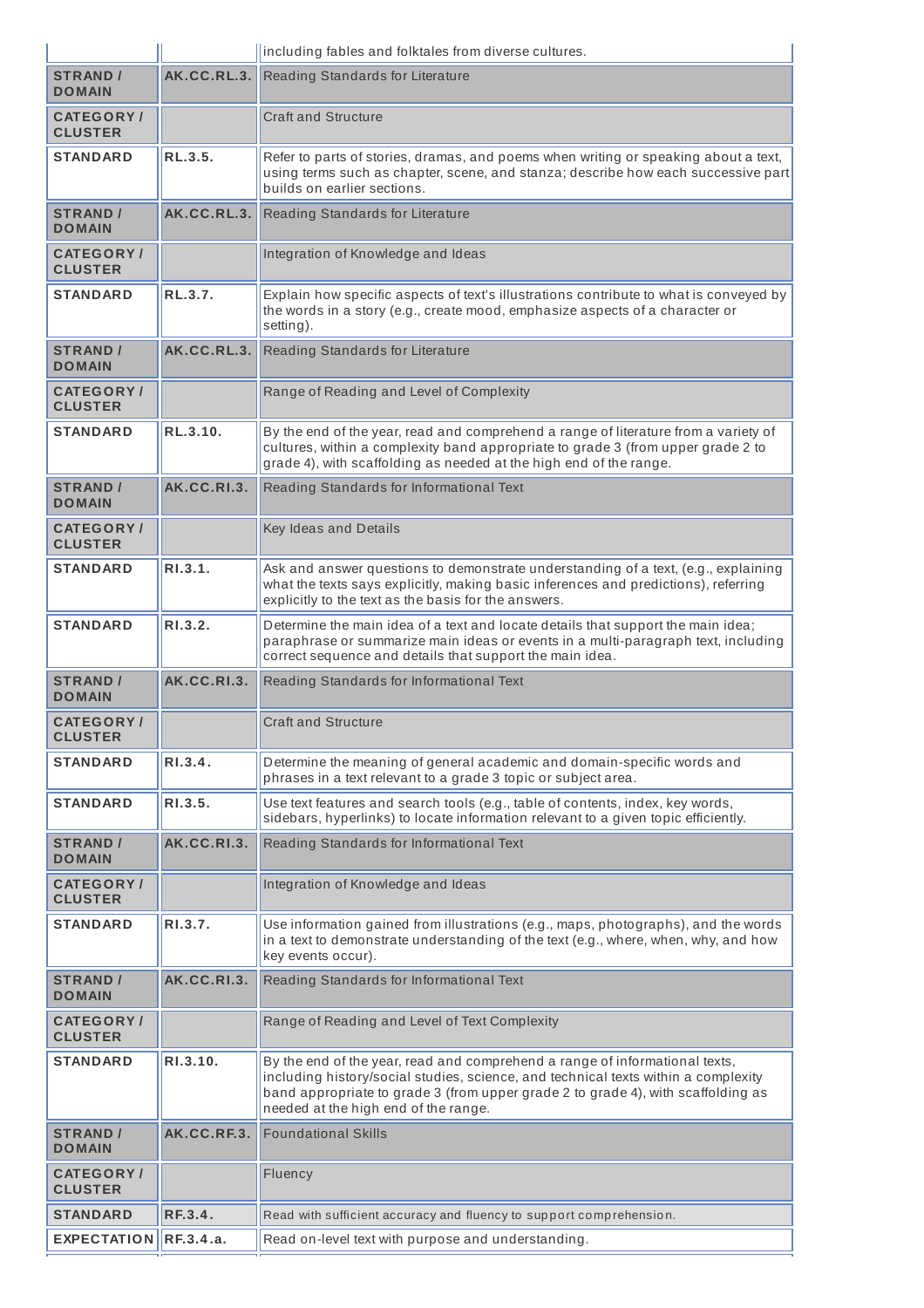| | | |
|---|---|---|
| | | including fables and folktales from diverse cultures. |
| **STRAND / DOMAIN** | **AK.CC.RL.3.** | Reading Standards for Literature |
| **CATEGORY / CLUSTER** | | Craft and Structure |
| **STANDARD** | **RL.3.5.** | Refer to parts of stories, dramas, and poems when writing or speaking about a text, using terms such as chapter, scene, and stanza; describe how each successive part builds on earlier sections. |
| **STRAND / DOMAIN** | **AK.CC.RL.3.** | Reading Standards for Literature |
| **CATEGORY / CLUSTER** | | Integration of Knowledge and Ideas |
| **STANDARD** | **RL.3.7.** | Explain how specific aspects of text's illustrations contribute to what is conveyed by the words in a story (e.g., create mood, emphasize aspects of a character or setting). |
| **STRAND / DOMAIN** | **AK.CC.RL.3.** | Reading Standards for Literature |
| **CATEGORY / CLUSTER** | | Range of Reading and Level of Complexity |
| **STANDARD** | **RL.3.10.** | By the end of the year, read and comprehend a range of literature from a variety of cultures, within a complexity band appropriate to grade 3 (from upper grade 2 to grade 4), with scaffolding as needed at the high end of the range. |
| **STRAND / DOMAIN** | **AK.CC.RI.3.** | Reading Standards for Informational Text |
| **CATEGORY / CLUSTER** | | Key Ideas and Details |
| **STANDARD** | **RI.3.1.** | Ask and answer questions to demonstrate understanding of a text, (e.g., explaining what the texts says explicitly, making basic inferences and predictions), referring explicitly to the text as the basis for the answers. |
| **STANDARD** | **RI.3.2.** | Determine the main idea of a text and locate details that support the main idea; paraphrase or summarize main ideas or events in a multi-paragraph text, including correct sequence and details that support the main idea. |
| **STRAND / DOMAIN** | **AK.CC.RI.3.** | Reading Standards for Informational Text |
| **CATEGORY / CLUSTER** | | Craft and Structure |
| **STANDARD** | **RI.3.4.** | Determine the meaning of general academic and domain-specific words and phrases in a text relevant to a grade 3 topic or subject area. |
| **STANDARD** | **RI.3.5.** | Use text features and search tools (e.g., table of contents, index, key words, sidebars, hyperlinks) to locate information relevant to a given topic efficiently. |
| **STRAND / DOMAIN** | **AK.CC.RI.3.** | Reading Standards for Informational Text |
| **CATEGORY / CLUSTER** | | Integration of Knowledge and Ideas |
| **STANDARD** | **RI.3.7.** | Use information gained from illustrations (e.g., maps, photographs), and the words in a text to demonstrate understanding of the text (e.g., where, when, why, and how key events occur). |
| **STRAND / DOMAIN** | **AK.CC.RI.3.** | Reading Standards for Informational Text |
| **CATEGORY / CLUSTER** | | Range of Reading and Level of Text Complexity |
| **STANDARD** | **RI.3.10.** | By the end of the year, read and comprehend a range of informational texts, including history/social studies, science, and technical texts within a complexity band appropriate to grade 3 (from upper grade 2 to grade 4), with scaffolding as needed at the high end of the range. |
| **STRAND / DOMAIN** | **AK.CC.RF.3.** | Foundational Skills |
| **CATEGORY / CLUSTER** | | Fluency |
| **STANDARD** | **RF.3.4.** | Read with sufficient accuracy and fluency to support comprehension. |
| **EXPECTATION** | **RF.3.4.a.** | Read on-level text with purpose and understanding. |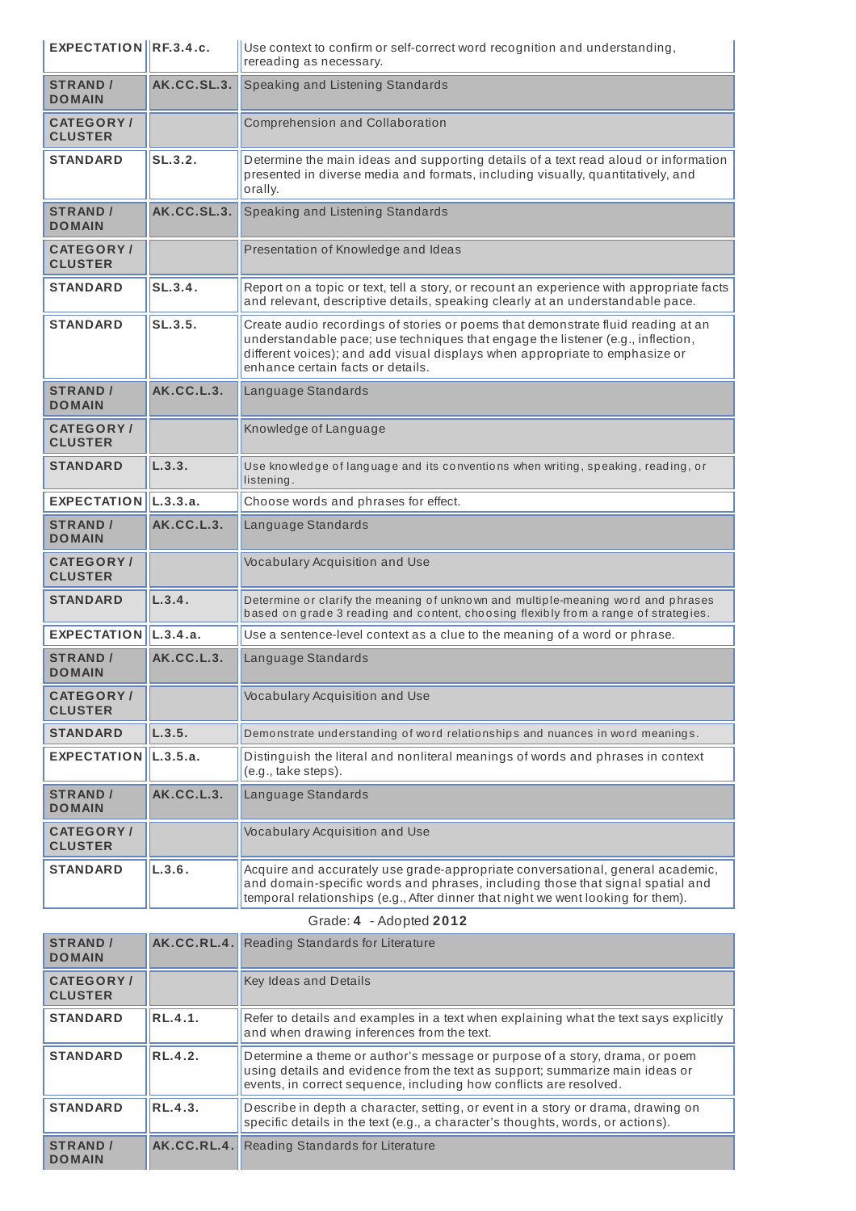| | | |
|---|---|---|
| EXPECTATION | RF.3.4.c. | Use context to confirm or self-correct word recognition and understanding, rereading as necessary. |
| STRAND / DOMAIN | AK.CC.SL.3. | Speaking and Listening Standards |
| CATEGORY / CLUSTER | | Comprehension and Collaboration |
| STANDARD | SL.3.2. | Determine the main ideas and supporting details of a text read aloud or information presented in diverse media and formats, including visually, quantitatively, and orally. |
| STRAND / DOMAIN | AK.CC.SL.3. | Speaking and Listening Standards |
| CATEGORY / CLUSTER | | Presentation of Knowledge and Ideas |
| STANDARD | SL.3.4. | Report on a topic or text, tell a story, or recount an experience with appropriate facts and relevant, descriptive details, speaking clearly at an understandable pace. |
| STANDARD | SL.3.5. | Create audio recordings of stories or poems that demonstrate fluid reading at an understandable pace; use techniques that engage the listener (e.g., inflection, different voices); and add visual displays when appropriate to emphasize or enhance certain facts or details. |
| STRAND / DOMAIN | AK.CC.L.3. | Language Standards |
| CATEGORY / CLUSTER | | Knowledge of Language |
| STANDARD | L.3.3. | Use knowledge of language and its conventions when writing, speaking, reading, or listening. |
| EXPECTATION | L.3.3.a. | Choose words and phrases for effect. |
| STRAND / DOMAIN | AK.CC.L.3. | Language Standards |
| CATEGORY / CLUSTER | | Vocabulary Acquisition and Use |
| STANDARD | L.3.4. | Determine or clarify the meaning of unknown and multiple-meaning word and phrases based on grade 3 reading and content, choosing flexibly from a range of strategies. |
| EXPECTATION | L.3.4.a. | Use a sentence-level context as a clue to the meaning of a word or phrase. |
| STRAND / DOMAIN | AK.CC.L.3. | Language Standards |
| CATEGORY / CLUSTER | | Vocabulary Acquisition and Use |
| STANDARD | L.3.5. | Demonstrate understanding of word relationships and nuances in word meanings. |
| EXPECTATION | L.3.5.a. | Distinguish the literal and nonliteral meanings of words and phrases in context (e.g., take steps). |
| STRAND / DOMAIN | AK.CC.L.3. | Language Standards |
| CATEGORY / CLUSTER | | Vocabulary Acquisition and Use |
| STANDARD | L.3.6. | Acquire and accurately use grade-appropriate conversational, general academic, and domain-specific words and phrases, including those that signal spatial and temporal relationships (e.g., After dinner that night we went looking for them). |

Grade: **4** - Adopted **2012**

| | | |
|---|---|---|
| STRAND / DOMAIN | AK.CC.RL.4. | Reading Standards for Literature |
| CATEGORY / CLUSTER | | Key Ideas and Details |
| STANDARD | RL.4.1. | Refer to details and examples in a text when explaining what the text says explicitly and when drawing inferences from the text. |
| STANDARD | RL.4.2. | Determine a theme or author's message or purpose of a story, drama, or poem using details and evidence from the text as support; summarize main ideas or events, in correct sequence, including how conflicts are resolved. |
| STANDARD | RL.4.3. | Describe in depth a character, setting, or event in a story or drama, drawing on specific details in the text (e.g., a character's thoughts, words, or actions). |
| STRAND / DOMAIN | AK.CC.RL.4. | Reading Standards for Literature |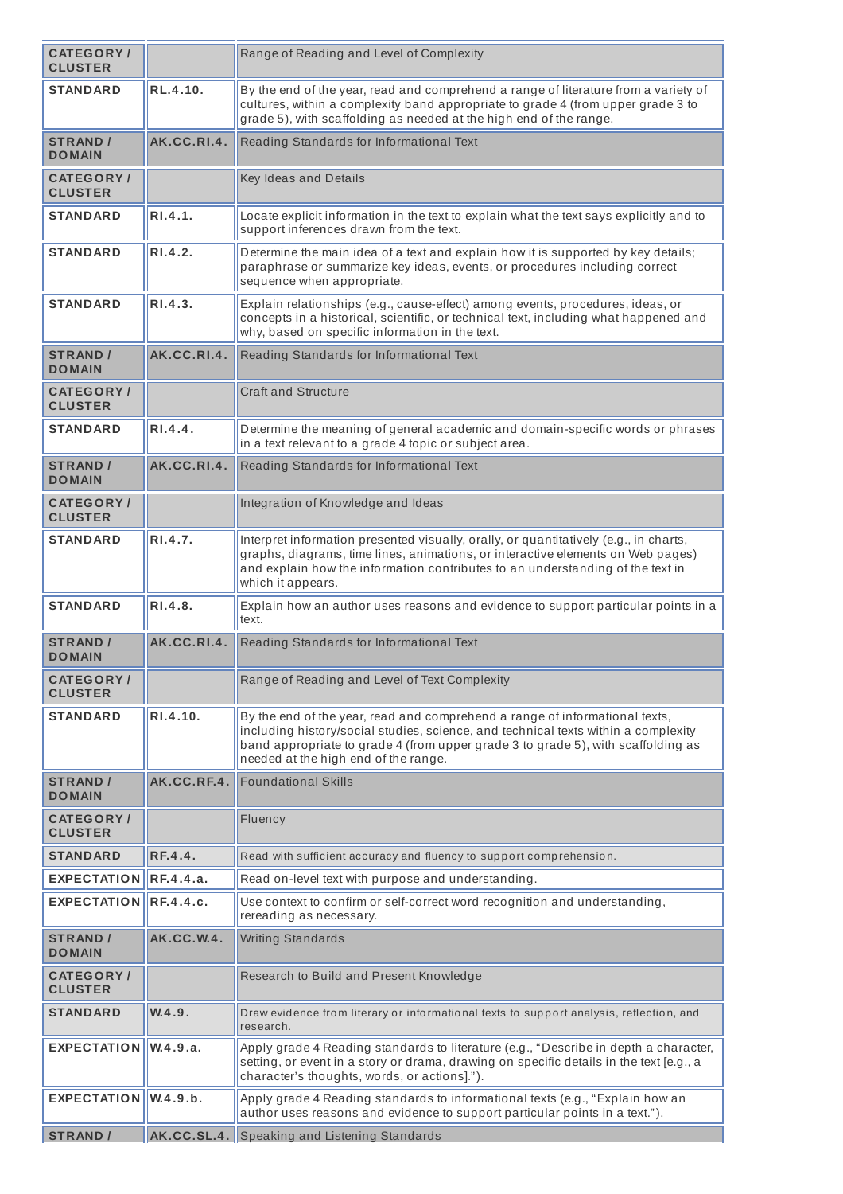| | | |
|---|---|---|
| CATEGORY / CLUSTER | | Range of Reading and Level of Complexity |
| STANDARD | RL.4.10. | By the end of the year, read and comprehend a range of literature from a variety of cultures, within a complexity band appropriate to grade 4 (from upper grade 3 to grade 5), with scaffolding as needed at the high end of the range. |
| STRAND / DOMAIN | AK.CC.RI.4. | Reading Standards for Informational Text |
| CATEGORY / CLUSTER | | Key Ideas and Details |
| STANDARD | RI.4.1. | Locate explicit information in the text to explain what the text says explicitly and to support inferences drawn from the text. |
| STANDARD | RI.4.2. | Determine the main idea of a text and explain how it is supported by key details; paraphrase or summarize key ideas, events, or procedures including correct sequence when appropriate. |
| STANDARD | RI.4.3. | Explain relationships (e.g., cause-effect) among events, procedures, ideas, or concepts in a historical, scientific, or technical text, including what happened and why, based on specific information in the text. |
| STRAND / DOMAIN | AK.CC.RI.4. | Reading Standards for Informational Text |
| CATEGORY / CLUSTER | | Craft and Structure |
| STANDARD | RI.4.4. | Determine the meaning of general academic and domain-specific words or phrases in a text relevant to a grade 4 topic or subject area. |
| STRAND / DOMAIN | AK.CC.RI.4. | Reading Standards for Informational Text |
| CATEGORY / CLUSTER | | Integration of Knowledge and Ideas |
| STANDARD | RI.4.7. | Interpret information presented visually, orally, or quantitatively (e.g., in charts, graphs, diagrams, time lines, animations, or interactive elements on Web pages) and explain how the information contributes to an understanding of the text in which it appears. |
| STANDARD | RI.4.8. | Explain how an author uses reasons and evidence to support particular points in a text. |
| STRAND / DOMAIN | AK.CC.RI.4. | Reading Standards for Informational Text |
| CATEGORY / CLUSTER | | Range of Reading and Level of Text Complexity |
| STANDARD | RI.4.10. | By the end of the year, read and comprehend a range of informational texts, including history/social studies, science, and technical texts within a complexity band appropriate to grade 4 (from upper grade 3 to grade 5), with scaffolding as needed at the high end of the range. |
| STRAND / DOMAIN | AK.CC.RF.4. | Foundational Skills |
| CATEGORY / CLUSTER | | Fluency |
| STANDARD | RF.4.4. | Read with sufficient accuracy and fluency to support comprehension. |
| EXPECTATION | RF.4.4.a. | Read on-level text with purpose and understanding. |
| EXPECTATION | RF.4.4.c. | Use context to confirm or self-correct word recognition and understanding, rereading as necessary. |
| STRAND / DOMAIN | AK.CC.W.4. | Writing Standards |
| CATEGORY / CLUSTER | | Research to Build and Present Knowledge |
| STANDARD | W.4.9. | Draw evidence from literary or informational texts to support analysis, reflection, and research. |
| EXPECTATION | W.4.9.a. | Apply grade 4 Reading standards to literature (e.g., "Describe in depth a character, setting, or event in a story or drama, drawing on specific details in the text [e.g., a character's thoughts, words, or actions]."). |
| EXPECTATION | W.4.9.b. | Apply grade 4 Reading standards to informational texts (e.g., "Explain how an author uses reasons and evidence to support particular points in a text."). |
| STRAND / | AK.CC.SL.4. | Speaking and Listening Standards |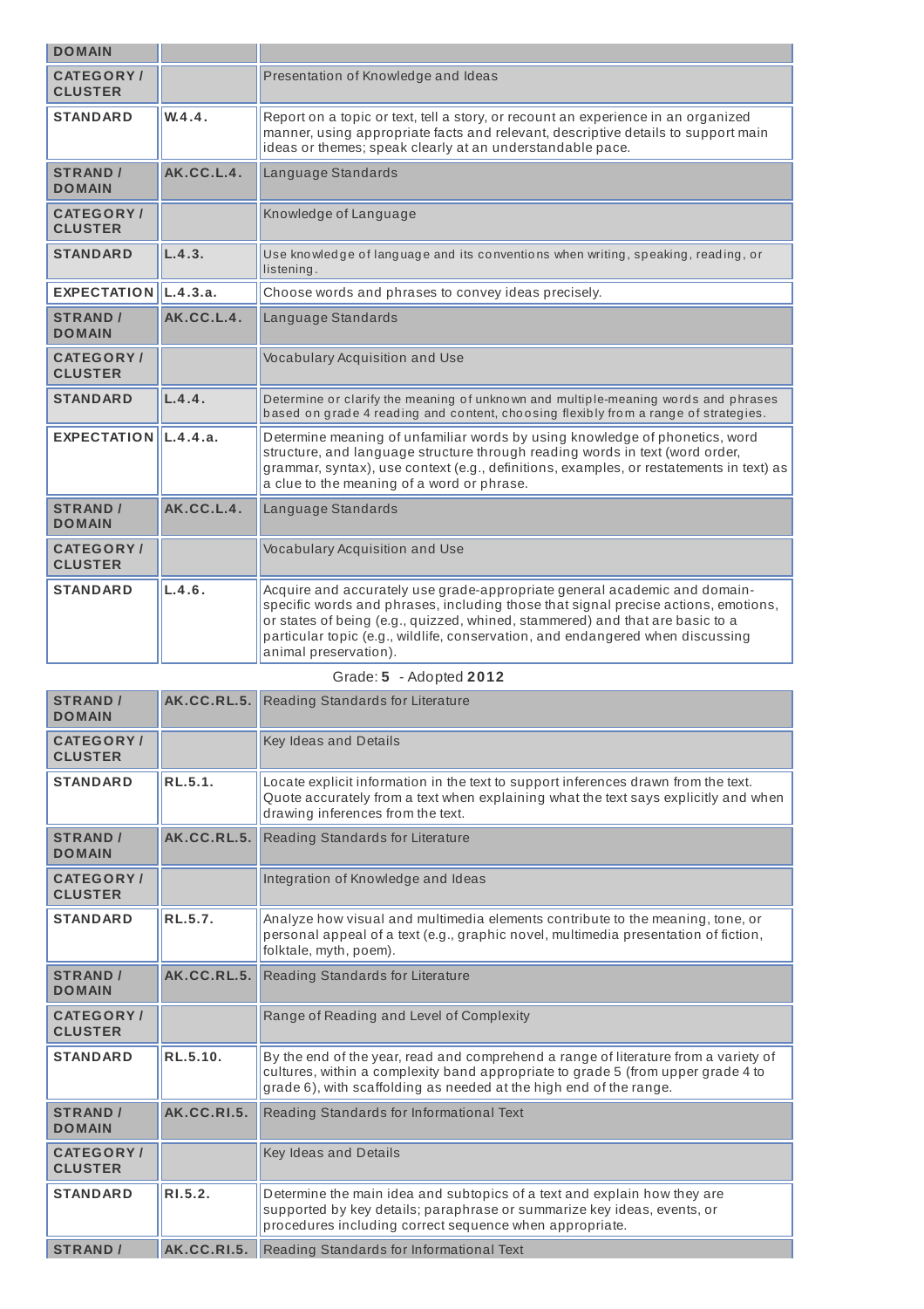| | | |
|---|---|---|
| **DOMAIN** | | |
| **CATEGORY / CLUSTER** | | Presentation of Knowledge and Ideas |
| **STANDARD** | **W.4.4.** | Report on a topic or text, tell a story, or recount an experience in an organized manner, using appropriate facts and relevant, descriptive details to support main ideas or themes; speak clearly at an understandable pace. |
| **STRAND / DOMAIN** | **AK.CC.L.4.** | Language Standards |
| **CATEGORY / CLUSTER** | | Knowledge of Language |
| **STANDARD** | **L.4.3.** | Use knowledge of language and its conventions when writing, speaking, reading, or listening. |
| **EXPECTATION** | **L.4.3.a.** | Choose words and phrases to convey ideas precisely. |
| **STRAND / DOMAIN** | **AK.CC.L.4.** | Language Standards |
| **CATEGORY / CLUSTER** | | Vocabulary Acquisition and Use |
| **STANDARD** | **L.4.4.** | Determine or clarify the meaning of unknown and multiple-meaning words and phrases based on grade 4 reading and content, choosing flexibly from a range of strategies. |
| **EXPECTATION** | **L.4.4.a.** | Determine meaning of unfamiliar words by using knowledge of phonetics, word structure, and language structure through reading words in text (word order, grammar, syntax), use context (e.g., definitions, examples, or restatements in text) as a clue to the meaning of a word or phrase. |
| **STRAND / DOMAIN** | **AK.CC.L.4.** | Language Standards |
| **CATEGORY / CLUSTER** | | Vocabulary Acquisition and Use |
| **STANDARD** | **L.4.6.** | Acquire and accurately use grade-appropriate general academic and domain-specific words and phrases, including those that signal precise actions, emotions, or states of being (e.g., quizzed, whined, stammered) and that are basic to a particular topic (e.g., wildlife, conservation, and endangered when discussing animal preservation). |

Grade: **5** - Adopted **2012**

| | | |
|---|---|---|
| **STRAND / DOMAIN** | **AK.CC.RL.5.** | Reading Standards for Literature |
| **CATEGORY / CLUSTER** | | Key Ideas and Details |
| **STANDARD** | **RL.5.1.** | Locate explicit information in the text to support inferences drawn from the text. Quote accurately from a text when explaining what the text says explicitly and when drawing inferences from the text. |
| **STRAND / DOMAIN** | **AK.CC.RL.5.** | Reading Standards for Literature |
| **CATEGORY / CLUSTER** | | Integration of Knowledge and Ideas |
| **STANDARD** | **RL.5.7.** | Analyze how visual and multimedia elements contribute to the meaning, tone, or personal appeal of a text (e.g., graphic novel, multimedia presentation of fiction, folktale, myth, poem). |
| **STRAND / DOMAIN** | **AK.CC.RL.5.** | Reading Standards for Literature |
| **CATEGORY / CLUSTER** | | Range of Reading and Level of Complexity |
| **STANDARD** | **RL.5.10.** | By the end of the year, read and comprehend a range of literature from a variety of cultures, within a complexity band appropriate to grade 5 (from upper grade 4 to grade 6), with scaffolding as needed at the high end of the range. |
| **STRAND / DOMAIN** | **AK.CC.RI.5.** | Reading Standards for Informational Text |
| **CATEGORY / CLUSTER** | | Key Ideas and Details |
| **STANDARD** | **RI.5.2.** | Determine the main idea and subtopics of a text and explain how they are supported by key details; paraphrase or summarize key ideas, events, or procedures including correct sequence when appropriate. |
| **STRAND /** | **AK.CC.RI.5.** | Reading Standards for Informational Text |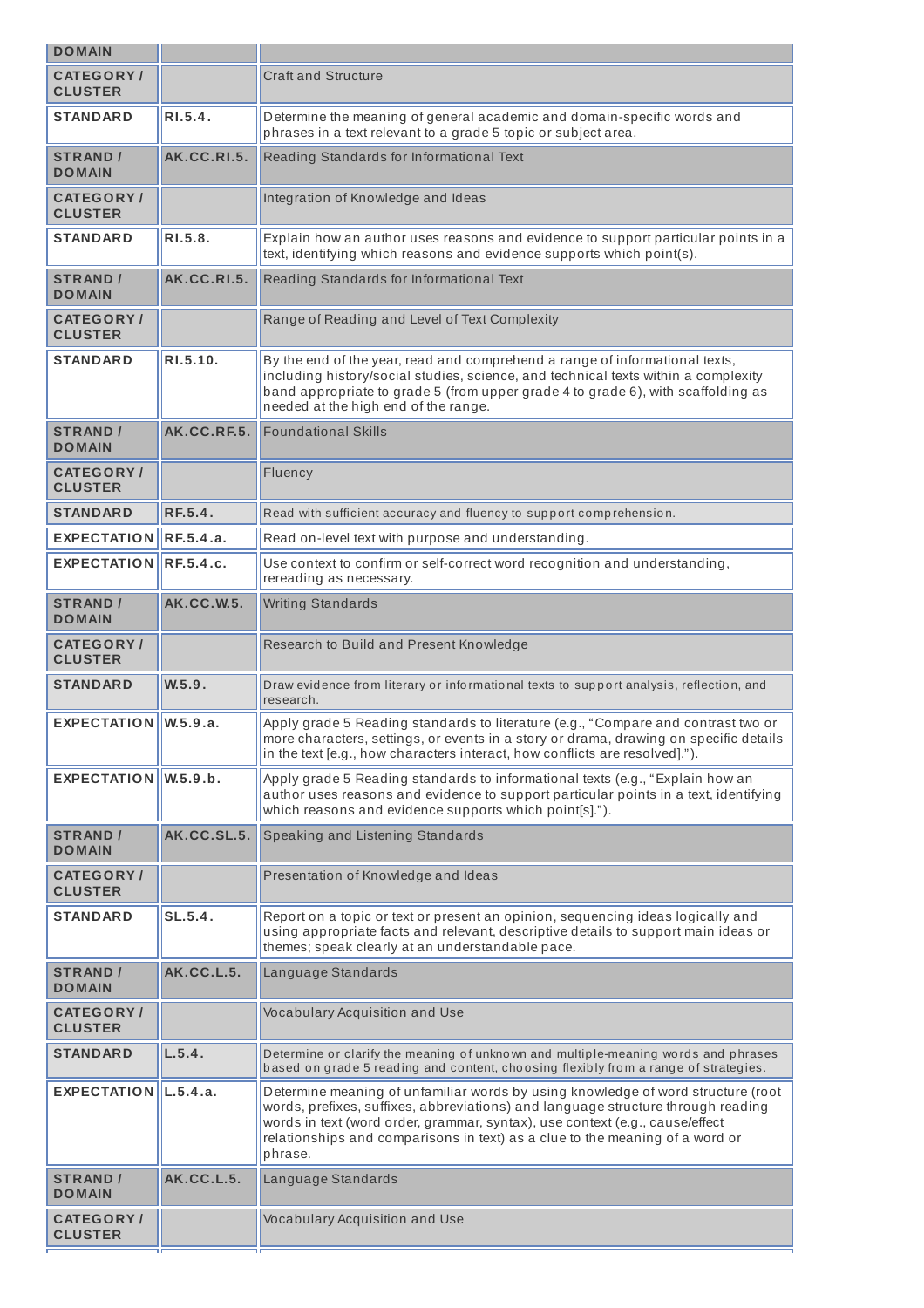| DOMAIN | | |
|---|---|---|
| CATEGORY / CLUSTER | | Craft and Structure |
| STANDARD | RI.5.4. | Determine the meaning of general academic and domain-specific words and phrases in a text relevant to a grade 5 topic or subject area. |
| STRAND / DOMAIN | AK.CC.RI.5. | Reading Standards for Informational Text |
| CATEGORY / CLUSTER | | Integration of Knowledge and Ideas |
| STANDARD | RI.5.8. | Explain how an author uses reasons and evidence to support particular points in a text, identifying which reasons and evidence supports which point(s). |
| STRAND / DOMAIN | AK.CC.RI.5. | Reading Standards for Informational Text |
| CATEGORY / CLUSTER | | Range of Reading and Level of Text Complexity |
| STANDARD | RI.5.10. | By the end of the year, read and comprehend a range of informational texts, including history/social studies, science, and technical texts within a complexity band appropriate to grade 5 (from upper grade 4 to grade 6), with scaffolding as needed at the high end of the range. |
| STRAND / DOMAIN | AK.CC.RF.5. | Foundational Skills |
| CATEGORY / CLUSTER | | Fluency |
| STANDARD | RF.5.4. | Read with sufficient accuracy and fluency to support comprehension. |
| EXPECTATION | RF.5.4.a. | Read on-level text with purpose and understanding. |
| EXPECTATION | RF.5.4.c. | Use context to confirm or self-correct word recognition and understanding, rereading as necessary. |
| STRAND / DOMAIN | AK.CC.W.5. | Writing Standards |
| CATEGORY / CLUSTER | | Research to Build and Present Knowledge |
| STANDARD | W.5.9. | Draw evidence from literary or informational texts to support analysis, reflection, and research. |
| EXPECTATION | W.5.9.a. | Apply grade 5 Reading standards to literature (e.g., "Compare and contrast two or more characters, settings, or events in a story or drama, drawing on specific details in the text [e.g., how characters interact, how conflicts are resolved]."). |
| EXPECTATION | W.5.9.b. | Apply grade 5 Reading standards to informational texts (e.g., "Explain how an author uses reasons and evidence to support particular points in a text, identifying which reasons and evidence supports which point[s]."). |
| STRAND / DOMAIN | AK.CC.SL.5. | Speaking and Listening Standards |
| CATEGORY / CLUSTER | | Presentation of Knowledge and Ideas |
| STANDARD | SL.5.4. | Report on a topic or text or present an opinion, sequencing ideas logically and using appropriate facts and relevant, descriptive details to support main ideas or themes; speak clearly at an understandable pace. |
| STRAND / DOMAIN | AK.CC.L.5. | Language Standards |
| CATEGORY / CLUSTER | | Vocabulary Acquisition and Use |
| STANDARD | L.5.4. | Determine or clarify the meaning of unknown and multiple-meaning words and phrases based on grade 5 reading and content, choosing flexibly from a range of strategies. |
| EXPECTATION | L.5.4.a. | Determine meaning of unfamiliar words by using knowledge of word structure (root words, prefixes, suffixes, abbreviations) and language structure through reading words in text (word order, grammar, syntax), use context (e.g., cause/effect relationships and comparisons in text) as a clue to the meaning of a word or phrase. |
| STRAND / DOMAIN | AK.CC.L.5. | Language Standards |
| CATEGORY / CLUSTER | | Vocabulary Acquisition and Use |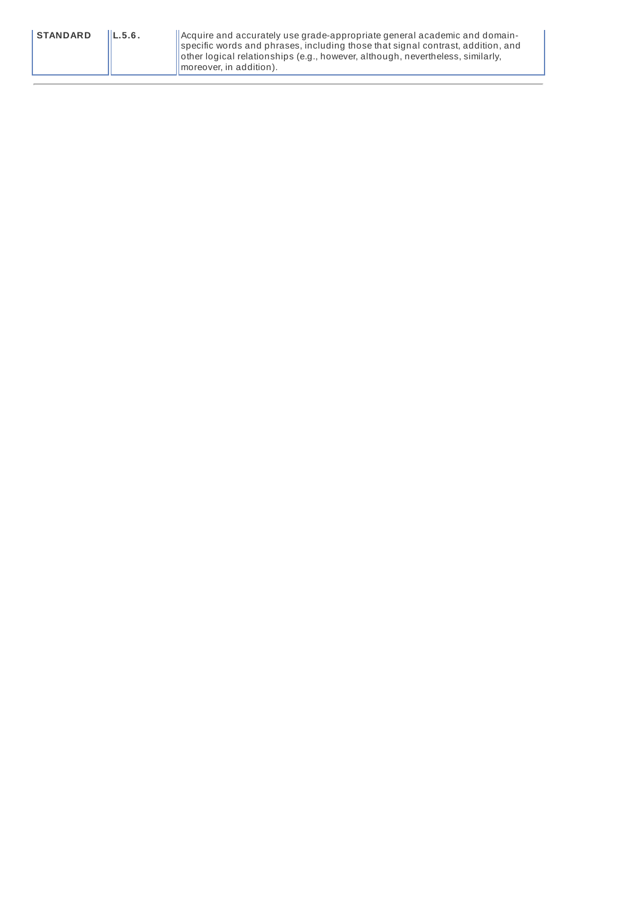| | | |
|---|---|---|
| **STANDARD** | **L.5.6.** | Acquire and accurately use grade-appropriate general academic and domain-specific words and phrases, including those that signal contrast, addition, and other logical relationships (e.g., however, although, nevertheless, similarly, moreover, in addition). |